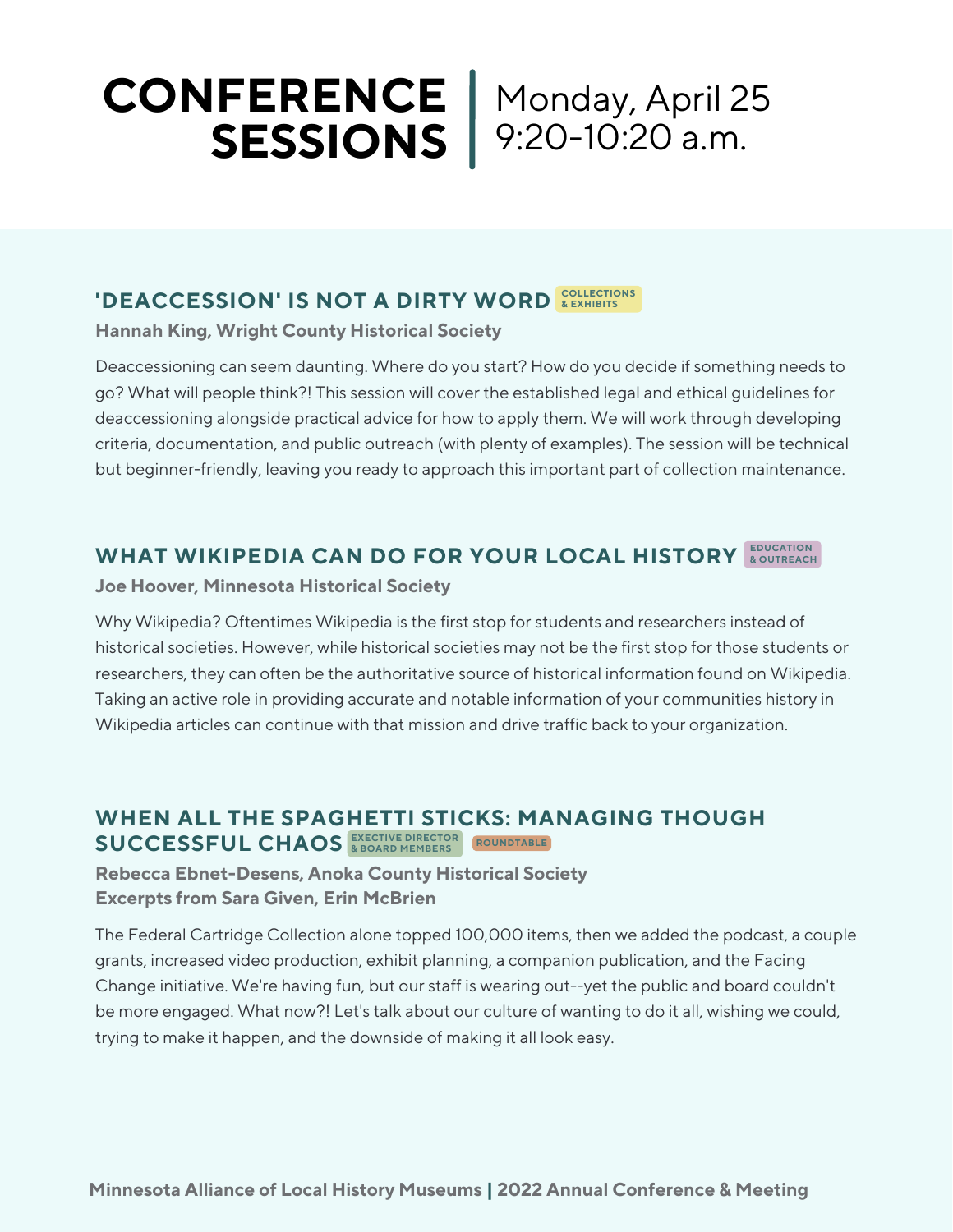# CONFERENCE SESSIONS | Monday, April 25 9:20-10:20 a.m.

## 'DEACCESSION' IS NOT A DIRTY WORD `COLLECTIONS & EXHIBITS`

**Hannah King, Wright County Historical Society**

Deaccessioning can seem daunting. Where do you start? How do you decide if something needs to go? What will people think?! This session will cover the established legal and ethical guidelines for deaccessioning alongside practical advice for how to apply them. We will work through developing criteria, documentation, and public outreach (with plenty of examples). The session will be technical but beginner-friendly, leaving you ready to approach this important part of collection maintenance.

## WHAT WIKIPEDIA CAN DO FOR YOUR LOCAL HISTORY `EDUCATION & OUTREACH`

**Joe Hoover, Minnesota Historical Society**

Why Wikipedia? Oftentimes Wikipedia is the first stop for students and researchers instead of historical societies. However, while historical societies may not be the first stop for those students or researchers, they can often be the authoritative source of historical information found on Wikipedia. Taking an active role in providing accurate and notable information of your communities history in Wikipedia articles can continue with that mission and drive traffic back to your organization.

## WHEN ALL THE SPAGHETTI STICKS: MANAGING THOUGH SUCCESSFUL CHAOS `EXECUTIVE DIRECTOR & BOARD MEMBERS` `ROUNDTABLE`

**Rebecca Ebnet-Desens, Anoka County Historical Society**
**Excerpts from Sara Given, Erin McBrien**

The Federal Cartridge Collection alone topped 100,000 items, then we added the podcast, a couple grants, increased video production, exhibit planning, a companion publication, and the Facing Change initiative. We're having fun, but our staff is wearing out--yet the public and board couldn't be more engaged. What now?! Let's talk about our culture of wanting to do it all, wishing we could, trying to make it happen, and the downside of making it all look easy.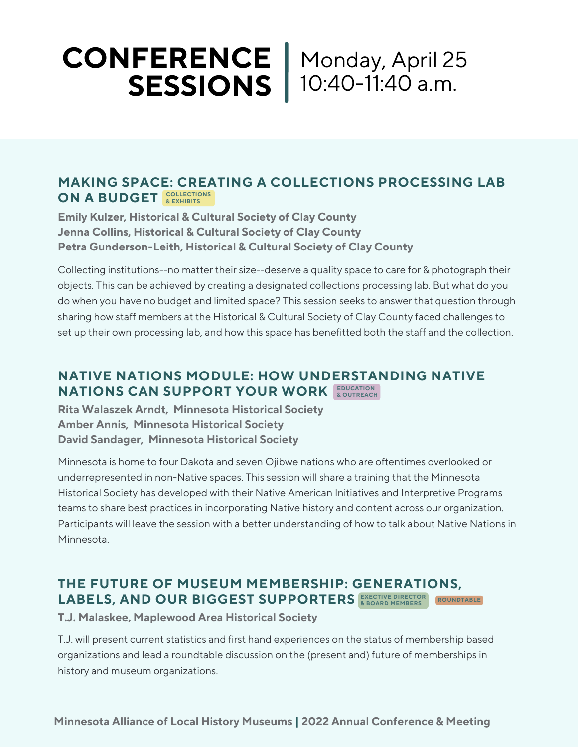# CONFERENCE SESSIONS | Monday, April 25 10:40-11:40 a.m.

## MAKING SPACE: CREATING A COLLECTIONS PROCESSING LAB ON A BUDGET

COLLECTIONS & EXHIBITS

**Emily Kulzer, Historical & Cultural Society of Clay County**
**Jenna Collins, Historical & Cultural Society of Clay County**
**Petra Gunderson-Leith, Historical & Cultural Society of Clay County**

Collecting institutions--no matter their size--deserve a quality space to care for & photograph their objects. This can be achieved by creating a designated collections processing lab. But what do you do when you have no budget and limited space? This session seeks to answer that question through sharing how staff members at the Historical & Cultural Society of Clay County faced challenges to set up their own processing lab, and how this space has benefitted both the staff and the collection.

## NATIVE NATIONS MODULE: HOW UNDERSTANDING NATIVE NATIONS CAN SUPPORT YOUR WORK

EDUCATION & OUTREACH

**Rita Walaszek Arndt, Minnesota Historical Society**
**Amber Annis, Minnesota Historical Society**
**David Sandager, Minnesota Historical Society**

Minnesota is home to four Dakota and seven Ojibwe nations who are oftentimes overlooked or underrepresented in non-Native spaces. This session will share a training that the Minnesota Historical Society has developed with their Native American Initiatives and Interpretive Programs teams to share best practices in incorporating Native history and content across our organization. Participants will leave the session with a better understanding of how to talk about Native Nations in Minnesota.

## THE FUTURE OF MUSEUM MEMBERSHIP: GENERATIONS, LABELS, AND OUR BIGGEST SUPPORTERS

EXECTIVE DIRECTOR & BOARD MEMBERS | ROUNDTABLE

**T.J. Malaskee, Maplewood Area Historical Society**

T.J. will present current statistics and first hand experiences on the status of membership based organizations and lead a roundtable discussion on the (present and) future of memberships in history and museum organizations.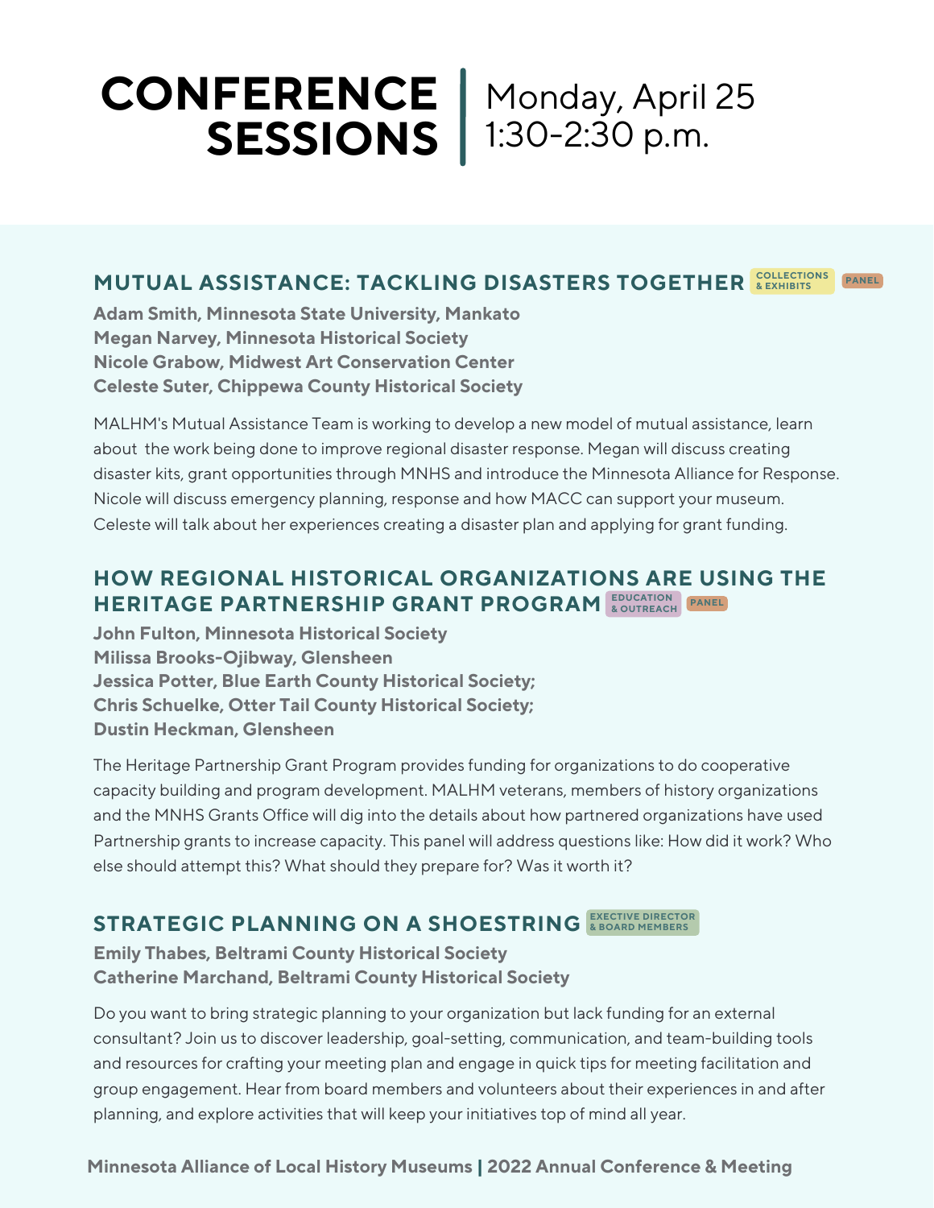# CONFERENCE SESSIONS | Monday, April 25 1:30-2:30 p.m.

## MUTUAL ASSISTANCE: TACKLING DISASTERS TOGETHER

COLLECTIONS & EXHIBITS | PANEL

**Adam Smith, Minnesota State University, Mankato**
**Megan Narvey, Minnesota Historical Society**
**Nicole Grabow, Midwest Art Conservation Center**
**Celeste Suter, Chippewa County Historical Society**

MALHM's Mutual Assistance Team is working to develop a new model of mutual assistance, learn about the work being done to improve regional disaster response. Megan will discuss creating disaster kits, grant opportunities through MNHS and introduce the Minnesota Alliance for Response. Nicole will discuss emergency planning, response and how MACC can support your museum. Celeste will talk about her experiences creating a disaster plan and applying for grant funding.

## HOW REGIONAL HISTORICAL ORGANIZATIONS ARE USING THE HERITAGE PARTNERSHIP GRANT PROGRAM

EDUCATION & OUTREACH | PANEL

**John Fulton, Minnesota Historical Society**
**Milissa Brooks-Ojibway, Glensheen**
**Jessica Potter, Blue Earth County Historical Society;**
**Chris Schuelke, Otter Tail County Historical Society;**
**Dustin Heckman, Glensheen**

The Heritage Partnership Grant Program provides funding for organizations to do cooperative capacity building and program development. MALHM veterans, members of history organizations and the MNHS Grants Office will dig into the details about how partnered organizations have used Partnership grants to increase capacity. This panel will address questions like: How did it work? Who else should attempt this? What should they prepare for? Was it worth it?

## STRATEGIC PLANNING ON A SHOESTRING

EXECTIVE DIRECTOR & BOARD MEMBERS

**Emily Thabes, Beltrami County Historical Society**
**Catherine Marchand, Beltrami County Historical Society**

Do you want to bring strategic planning to your organization but lack funding for an external consultant? Join us to discover leadership, goal-setting, communication, and team-building tools and resources for crafting your meeting plan and engage in quick tips for meeting facilitation and group engagement. Hear from board members and volunteers about their experiences in and after planning, and explore activities that will keep your initiatives top of mind all year.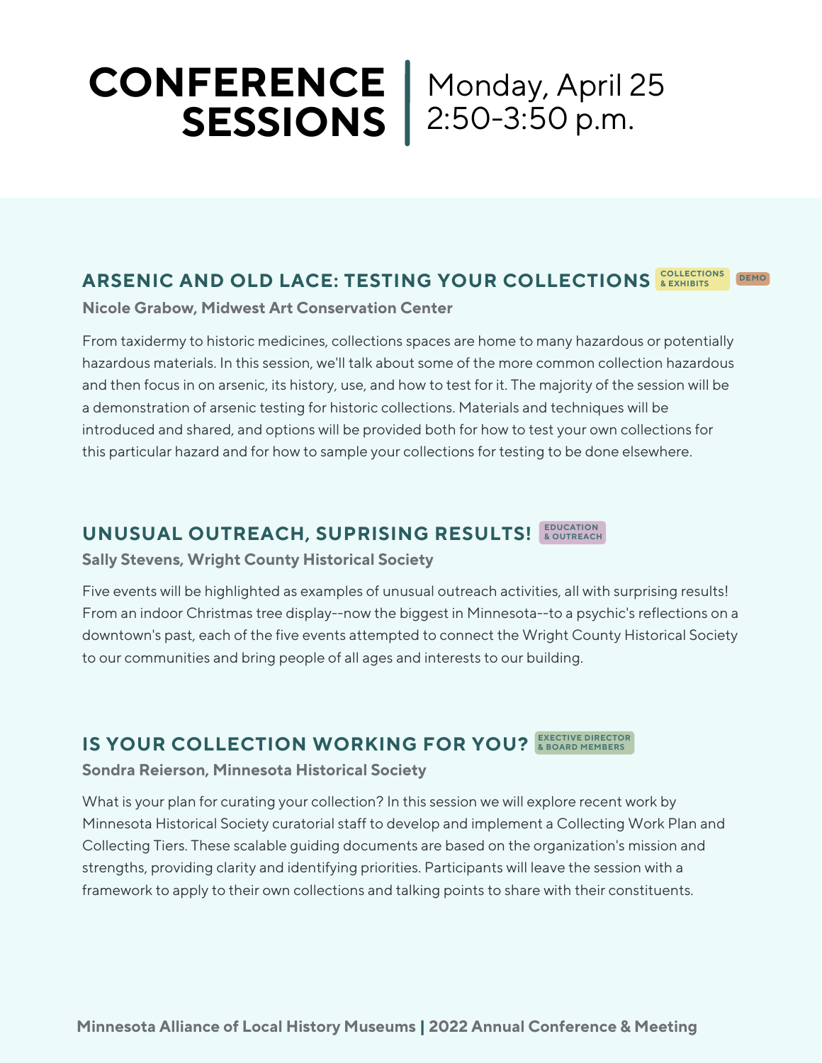# CONFERENCE SESSIONS

Monday, April 25
2:50-3:50 p.m.

## ARSENIC AND OLD LACE: TESTING YOUR COLLECTIONS

COLLECTIONS & EXHIBITS | DEMO

**Nicole Grabow, Midwest Art Conservation Center**

From taxidermy to historic medicines, collections spaces are home to many hazardous or potentially hazardous materials. In this session, we'll talk about some of the more common collection hazardous and then focus in on arsenic, its history, use, and how to test for it. The majority of the session will be a demonstration of arsenic testing for historic collections. Materials and techniques will be introduced and shared, and options will be provided both for how to test your own collections for this particular hazard and for how to sample your collections for testing to be done elsewhere.

## UNUSUAL OUTREACH, SUPRISING RESULTS!

EDUCATION & OUTREACH

**Sally Stevens, Wright County Historical Society**

Five events will be highlighted as examples of unusual outreach activities, all with surprising results! From an indoor Christmas tree display--now the biggest in Minnesota--to a psychic's reflections on a downtown's past, each of the five events attempted to connect the Wright County Historical Society to our communities and bring people of all ages and interests to our building.

## IS YOUR COLLECTION WORKING FOR YOU?

EXECTIVE DIRECTOR & BOARD MEMBERS

**Sondra Reierson, Minnesota Historical Society**

What is your plan for curating your collection? In this session we will explore recent work by Minnesota Historical Society curatorial staff to develop and implement a Collecting Work Plan and Collecting Tiers. These scalable guiding documents are based on the organization's mission and strengths, providing clarity and identifying priorities. Participants will leave the session with a framework to apply to their own collections and talking points to share with their constituents.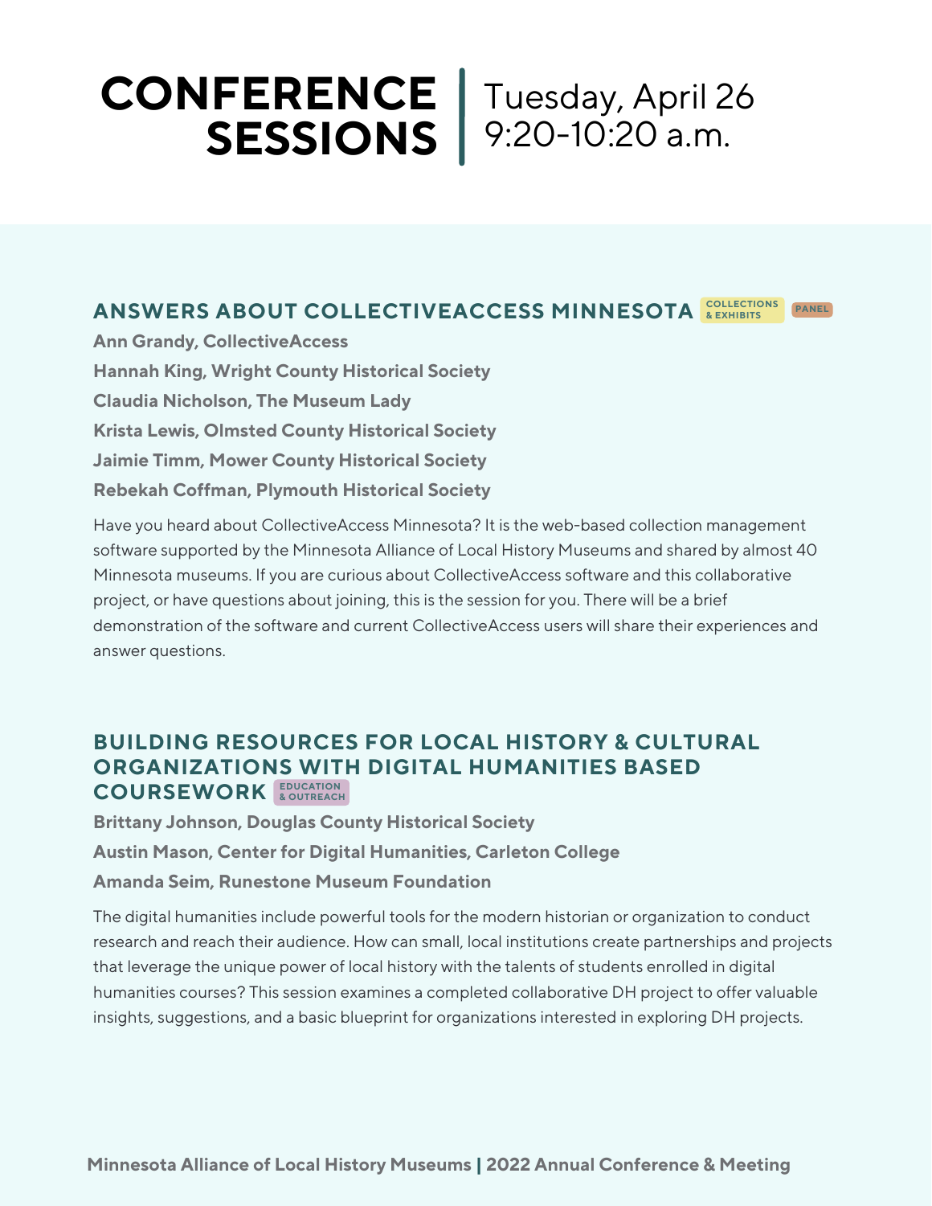# CONFERENCE SESSIONS | Tuesday, April 26 9:20-10:20 a.m.

## ANSWERS ABOUT COLLECTIVEACCESS MINNESOTA

COLLECTIONS & EXHIBITS | PANEL

**Ann Grandy, CollectiveAccess**

**Hannah King, Wright County Historical Society**

**Claudia Nicholson, The Museum Lady**

**Krista Lewis, Olmsted County Historical Society**

**Jaimie Timm, Mower County Historical Society**

**Rebekah Coffman, Plymouth Historical Society**

Have you heard about CollectiveAccess Minnesota? It is the web-based collection management software supported by the Minnesota Alliance of Local History Museums and shared by almost 40 Minnesota museums. If you are curious about CollectiveAccess software and this collaborative project, or have questions about joining, this is the session for you. There will be a brief demonstration of the software and current CollectiveAccess users will share their experiences and answer questions.

## BUILDING RESOURCES FOR LOCAL HISTORY & CULTURAL ORGANIZATIONS WITH DIGITAL HUMANITIES BASED COURSEWORK

EDUCATION & OUTREACH

**Brittany Johnson, Douglas County Historical Society**

**Austin Mason, Center for Digital Humanities, Carleton College**

**Amanda Seim, Runestone Museum Foundation**

The digital humanities include powerful tools for the modern historian or organization to conduct research and reach their audience. How can small, local institutions create partnerships and projects that leverage the unique power of local history with the talents of students enrolled in digital humanities courses? This session examines a completed collaborative DH project to offer valuable insights, suggestions, and a basic blueprint for organizations interested in exploring DH projects.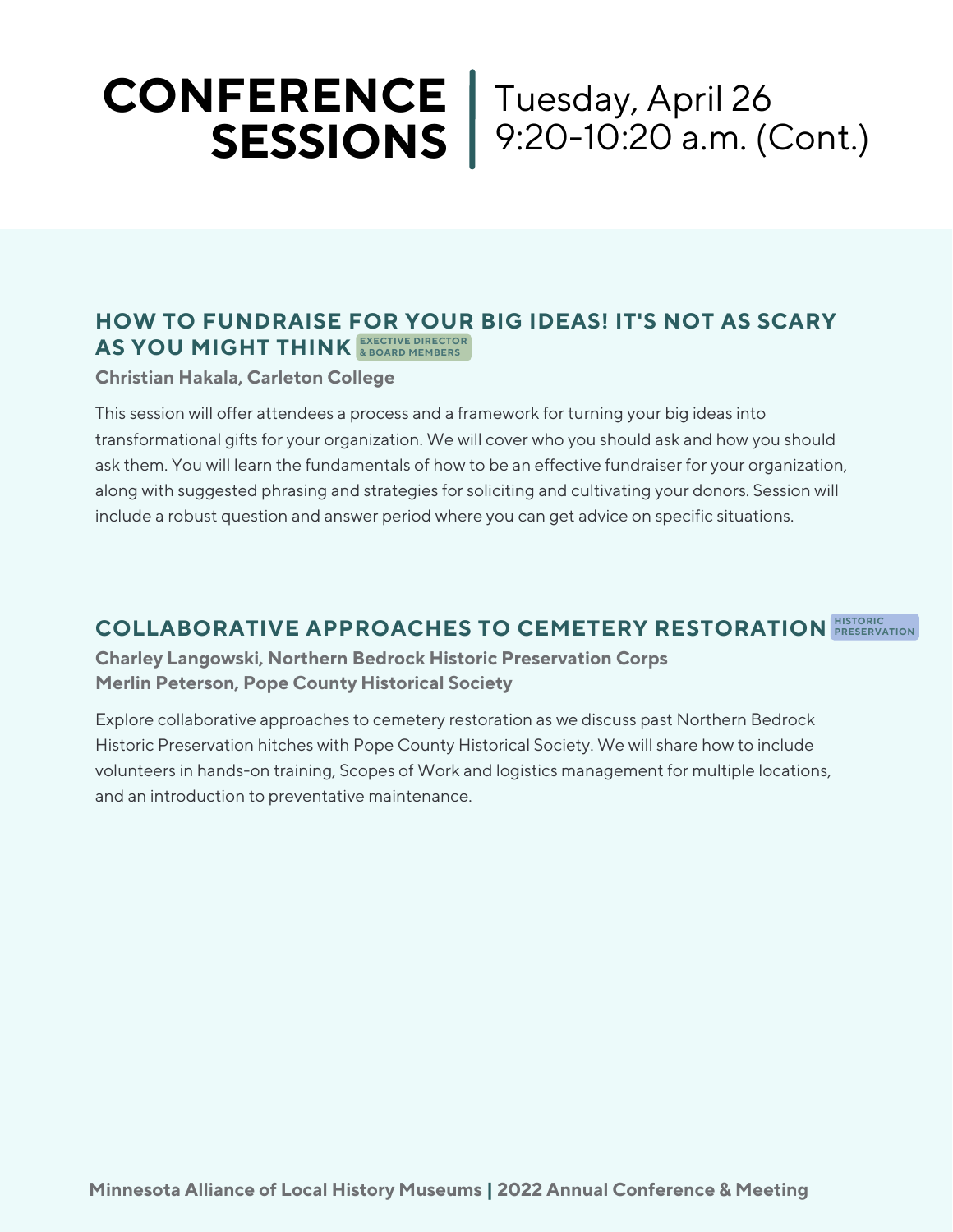# CONFERENCE SESSIONS | Tuesday, April 26 9:20-10:20 a.m. (Cont.)

## HOW TO FUNDRAISE FOR YOUR BIG IDEAS! IT'S NOT AS SCARY AS YOU MIGHT THINK

EXECTIVE DIRECTOR & BOARD MEMBERS

**Christian Hakala, Carleton College**

This session will offer attendees a process and a framework for turning your big ideas into transformational gifts for your organization. We will cover who you should ask and how you should ask them. You will learn the fundamentals of how to be an effective fundraiser for your organization, along with suggested phrasing and strategies for soliciting and cultivating your donors. Session will include a robust question and answer period where you can get advice on specific situations.

## COLLABORATIVE APPROACHES TO CEMETERY RESTORATION

HISTORIC PRESERVATION

**Charley Langowski, Northern Bedrock Historic Preservation Corps**
**Merlin Peterson, Pope County Historical Society**

Explore collaborative approaches to cemetery restoration as we discuss past Northern Bedrock Historic Preservation hitches with Pope County Historical Society. We will share how to include volunteers in hands-on training, Scopes of Work and logistics management for multiple locations, and an introduction to preventative maintenance.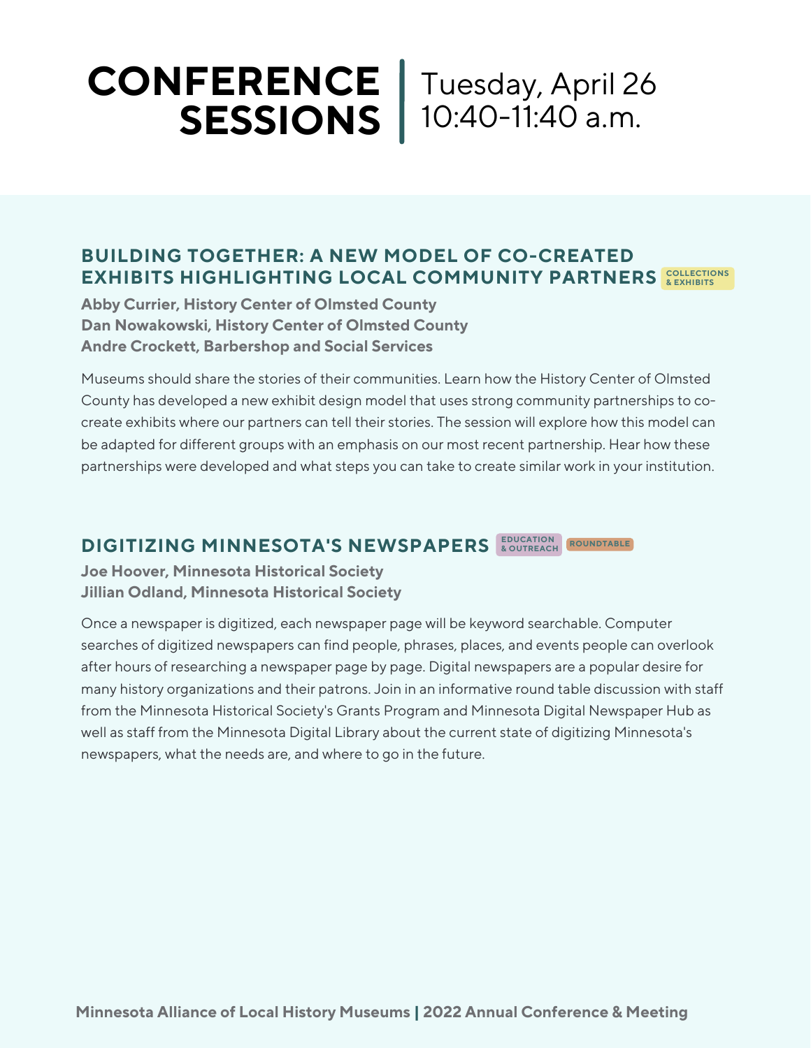# CONFERENCE SESSIONS | Tuesday, April 26 10:40-11:40 a.m.

## BUILDING TOGETHER: A NEW MODEL OF CO-CREATED EXHIBITS HIGHLIGHTING LOCAL COMMUNITY PARTNERS

COLLECTIONS & EXHIBITS

**Abby Currier, History Center of Olmsted County**
**Dan Nowakowski, History Center of Olmsted County**
**Andre Crockett, Barbershop and Social Services**

Museums should share the stories of their communities. Learn how the History Center of Olmsted County has developed a new exhibit design model that uses strong community partnerships to co-create exhibits where our partners can tell their stories. The session will explore how this model can be adapted for different groups with an emphasis on our most recent partnership. Hear how these partnerships were developed and what steps you can take to create similar work in your institution.

## DIGITIZING MINNESOTA'S NEWSPAPERS

EDUCATION & OUTREACH | ROUNDTABLE

**Joe Hoover, Minnesota Historical Society**
**Jillian Odland, Minnesota Historical Society**

Once a newspaper is digitized, each newspaper page will be keyword searchable. Computer searches of digitized newspapers can find people, phrases, places, and events people can overlook after hours of researching a newspaper page by page. Digital newspapers are a popular desire for many history organizations and their patrons. Join in an informative round table discussion with staff from the Minnesota Historical Society's Grants Program and Minnesota Digital Newspaper Hub as well as staff from the Minnesota Digital Library about the current state of digitizing Minnesota's newspapers, what the needs are, and where to go in the future.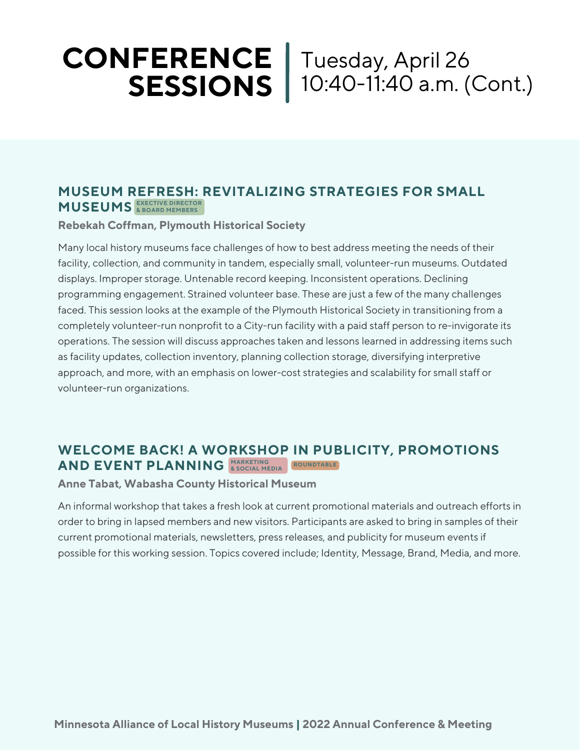# CONFERENCE SESSIONS | Tuesday, April 26 10:40-11:40 a.m. (Cont.)

## MUSEUM REFRESH: REVITALIZING STRATEGIES FOR SMALL MUSEUMS

EXECTIVE DIRECTOR & BOARD MEMBERS

**Rebekah Coffman, Plymouth Historical Society**

Many local history museums face challenges of how to best address meeting the needs of their facility, collection, and community in tandem, especially small, volunteer-run museums. Outdated displays. Improper storage. Untenable record keeping. Inconsistent operations. Declining programming engagement. Strained volunteer base. These are just a few of the many challenges faced. This session looks at the example of the Plymouth Historical Society in transitioning from a completely volunteer-run nonprofit to a City-run facility with a paid staff person to re-invigorate its operations. The session will discuss approaches taken and lessons learned in addressing items such as facility updates, collection inventory, planning collection storage, diversifying interpretive approach, and more, with an emphasis on lower-cost strategies and scalability for small staff or volunteer-run organizations.

## WELCOME BACK! A WORKSHOP IN PUBLICITY, PROMOTIONS AND EVENT PLANNING

MARKETING & SOCIAL MEDIA | ROUNDTABLE

**Anne Tabat, Wabasha County Historical Museum**

An informal workshop that takes a fresh look at current promotional materials and outreach efforts in order to bring in lapsed members and new visitors. Participants are asked to bring in samples of their current promotional materials, newsletters, press releases, and publicity for museum events if possible for this working session. Topics covered include; Identity, Message, Brand, Media, and more.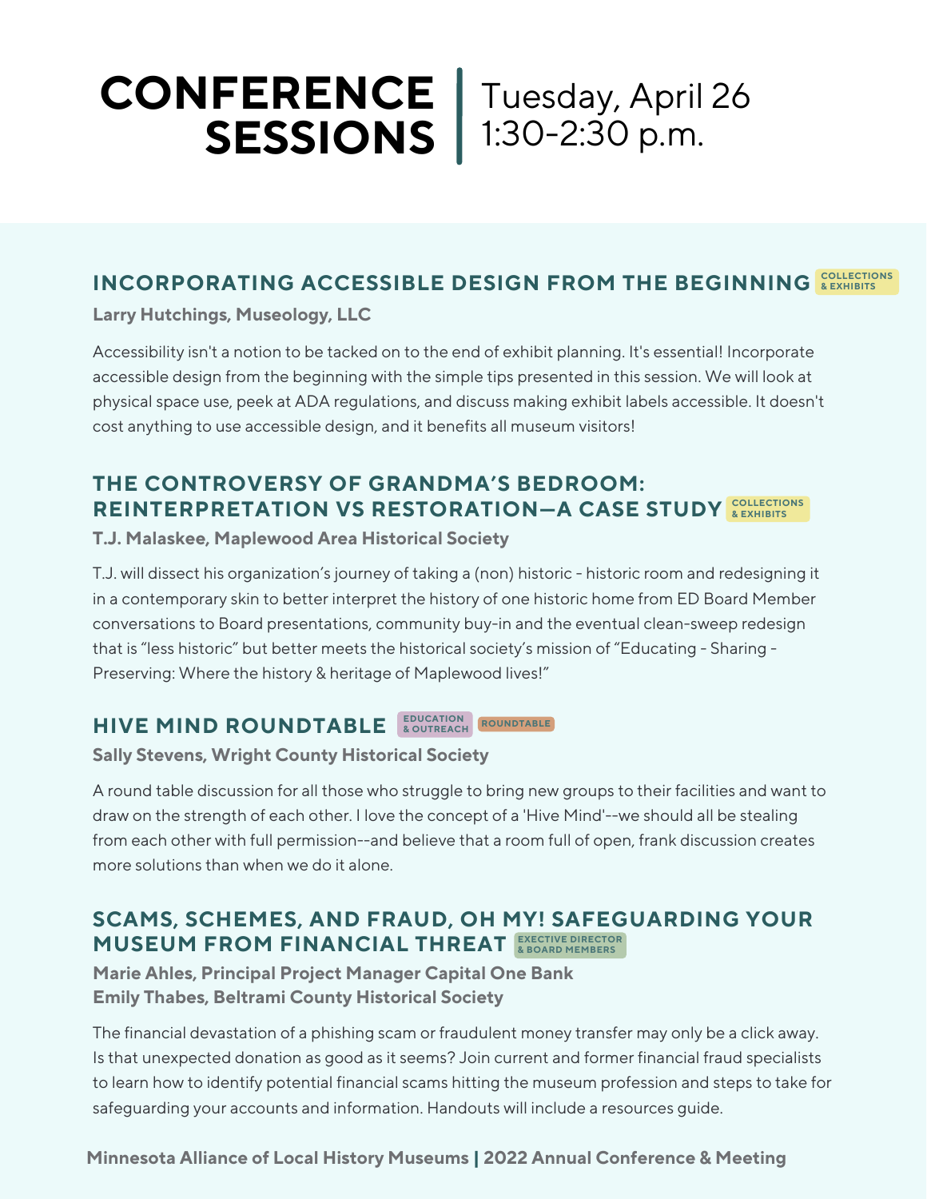# CONFERENCE SESSIONS | Tuesday, April 26 1:30-2:30 p.m.

## INCORPORATING ACCESSIBLE DESIGN FROM THE BEGINNING

COLLECTIONS & EXHIBITS

**Larry Hutchings, Museology, LLC**

Accessibility isn't a notion to be tacked on to the end of exhibit planning. It's essential! Incorporate accessible design from the beginning with the simple tips presented in this session. We will look at physical space use, peek at ADA regulations, and discuss making exhibit labels accessible. It doesn't cost anything to use accessible design, and it benefits all museum visitors!

## THE CONTROVERSY OF GRANDMA'S BEDROOM: REINTERPRETATION VS RESTORATION—A CASE STUDY

COLLECTIONS & EXHIBITS

**T.J. Malaskee, Maplewood Area Historical Society**

T.J. will dissect his organization's journey of taking a (non) historic - historic room and redesigning it in a contemporary skin to better interpret the history of one historic home from ED Board Member conversations to Board presentations, community buy-in and the eventual clean-sweep redesign that is "less historic" but better meets the historical society's mission of "Educating - Sharing - Preserving: Where the history & heritage of Maplewood lives!"

## HIVE MIND ROUNDTABLE

EDUCATION & OUTREACH | ROUNDTABLE

**Sally Stevens, Wright County Historical Society**

A round table discussion for all those who struggle to bring new groups to their facilities and want to draw on the strength of each other. I love the concept of a 'Hive Mind'--we should all be stealing from each other with full permission--and believe that a room full of open, frank discussion creates more solutions than when we do it alone.

## SCAMS, SCHEMES, AND FRAUD, OH MY! SAFEGUARDING YOUR MUSEUM FROM FINANCIAL THREAT

EXECTIVE DIRECTOR & BOARD MEMBERS

**Marie Ahles, Principal Project Manager Capital One Bank**
**Emily Thabes, Beltrami County Historical Society**

The financial devastation of a phishing scam or fraudulent money transfer may only be a click away. Is that unexpected donation as good as it seems? Join current and former financial fraud specialists to learn how to identify potential financial scams hitting the museum profession and steps to take for safeguarding your accounts and information. Handouts will include a resources guide.